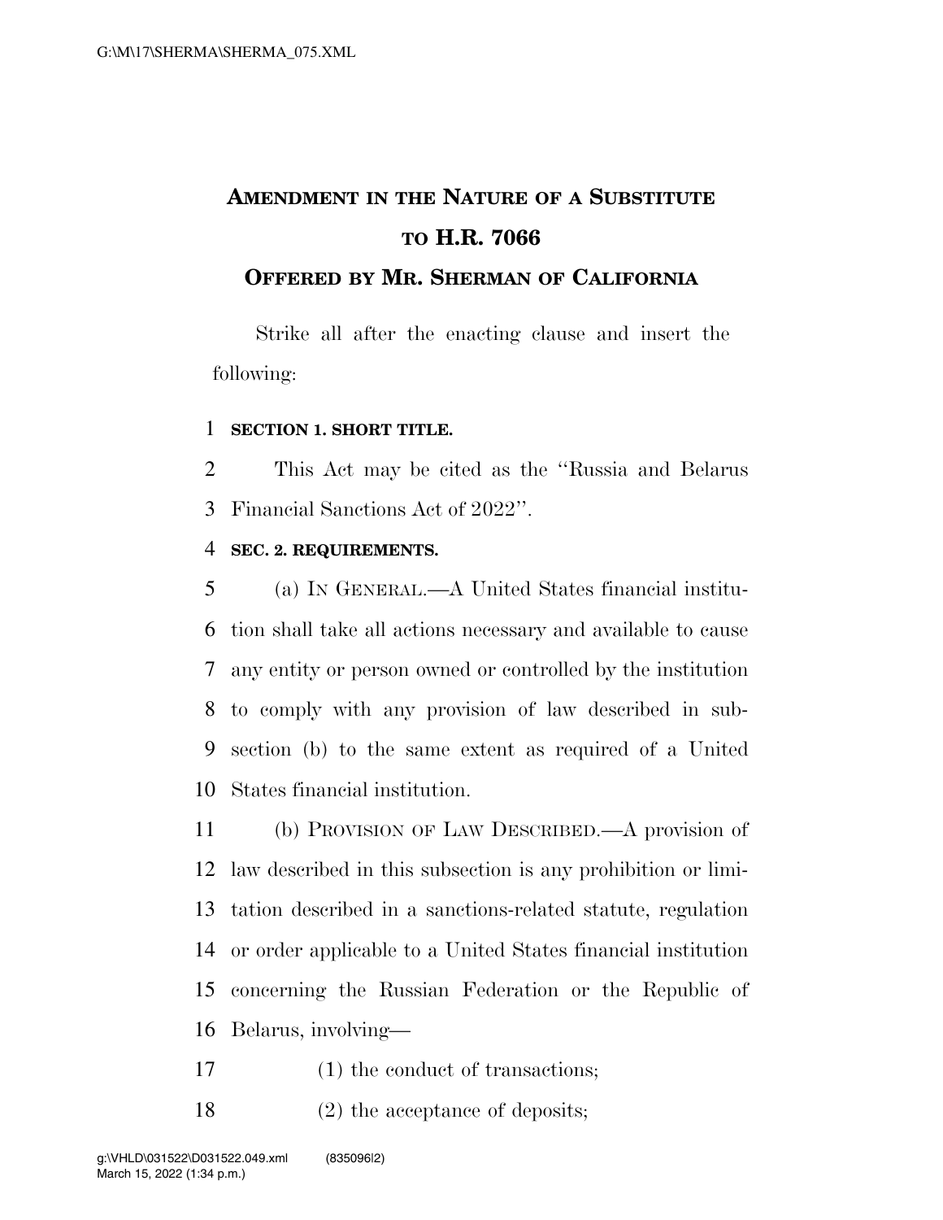# Amendment in the Nature of a Substitute to H.R. 7066

## Offered by Mr. Sherman of California

Strike all after the enacting clause and insert the following:

**SECTION 1. SHORT TITLE.**

This Act may be cited as the "Russia and Belarus Financial Sanctions Act of 2022".

**SEC. 2. REQUIREMENTS.**

(a) In General.—A United States financial institution shall take all actions necessary and available to cause any entity or person owned or controlled by the institution to comply with any provision of law described in subsection (b) to the same extent as required of a United States financial institution.

(b) Provision of Law Described.—A provision of law described in this subsection is any prohibition or limitation described in a sanctions-related statute, regulation or order applicable to a United States financial institution concerning the Russian Federation or the Republic of Belarus, involving—

(1) the conduct of transactions;

(2) the acceptance of deposits;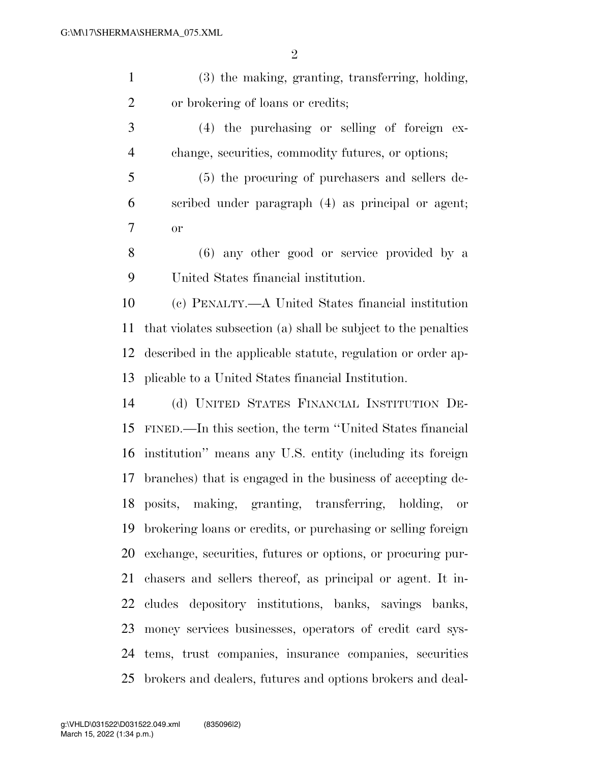(3) the making, granting, transferring, holding, or brokering of loans or credits;

(4) the purchasing or selling of foreign exchange, securities, commodity futures, or options;

(5) the procuring of purchasers and sellers described under paragraph (4) as principal or agent; or

(6) any other good or service provided by a United States financial institution.

(c) PENALTY.—A United States financial institution that violates subsection (a) shall be subject to the penalties described in the applicable statute, regulation or order applicable to a United States financial Institution.

(d) UNITED STATES FINANCIAL INSTITUTION DEFINED.—In this section, the term ''United States financial institution'' means any U.S. entity (including its foreign branches) that is engaged in the business of accepting deposits, making, granting, transferring, holding, or brokering loans or credits, or purchasing or selling foreign exchange, securities, futures or options, or procuring purchasers and sellers thereof, as principal or agent. It includes depository institutions, banks, savings banks, money services businesses, operators of credit card systems, trust companies, insurance companies, securities brokers and dealers, futures and options brokers and deal-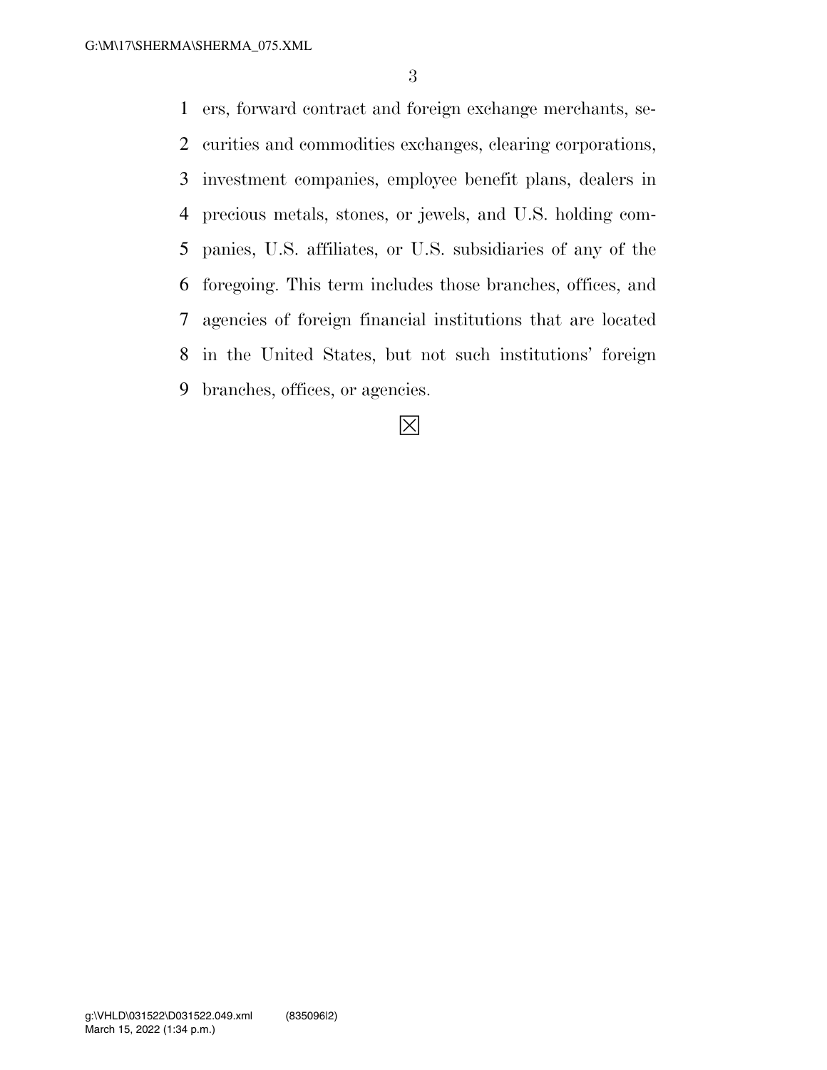ers, forward contract and foreign exchange merchants, securities and commodities exchanges, clearing corporations, investment companies, employee benefit plans, dealers in precious metals, stones, or jewels, and U.S. holding companies, U.S. affiliates, or U.S. subsidiaries of any of the foregoing. This term includes those branches, offices, and agencies of foreign financial institutions that are located in the United States, but not such institutions' foreign branches, offices, or agencies.

☒